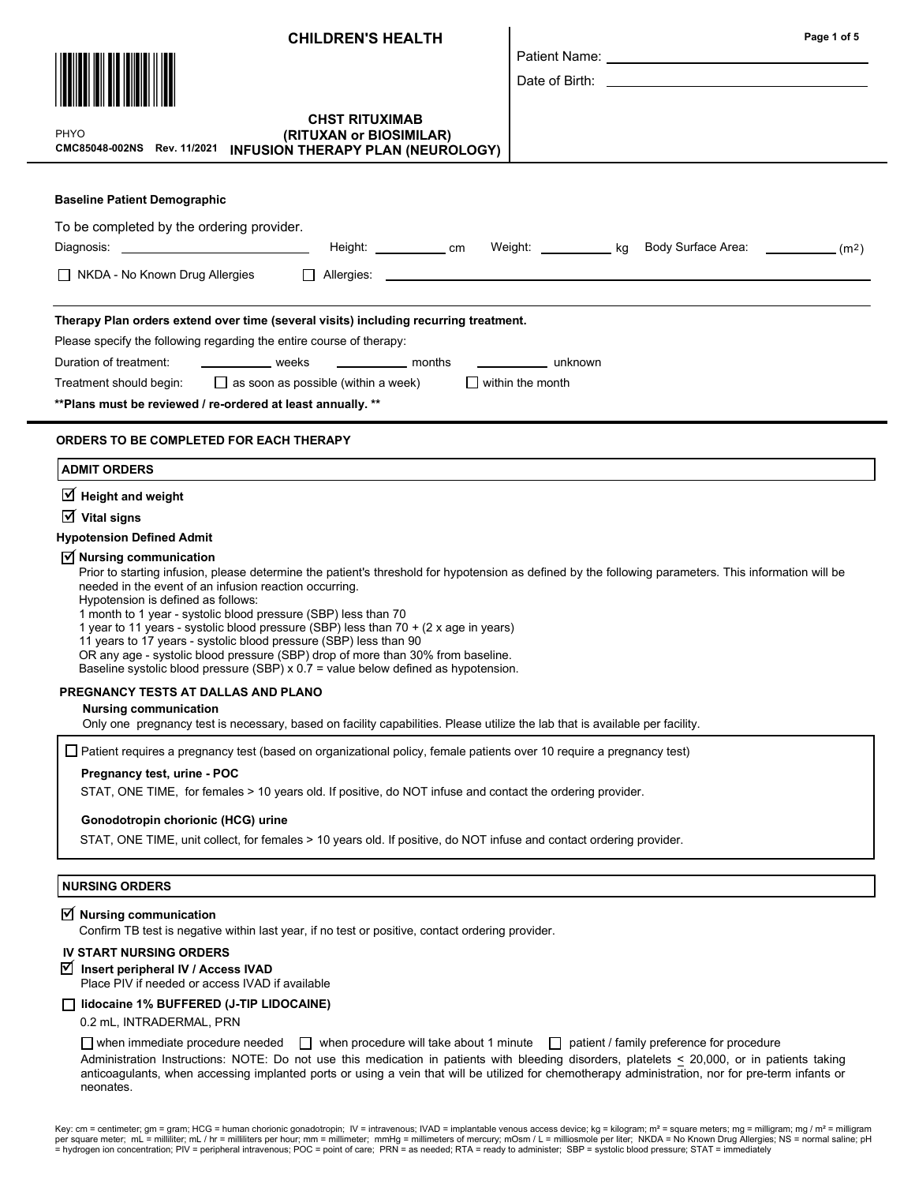# CHILDREN'S HEALTH

PHYO
CMC85048-002NS Rev. 11/2021

## CHST RITUXIMAB (RITUXAN or BIOSIMILAR) INFUSION THERAPY PLAN (NEUROLOGY)

Patient Name: ______________________

Date of Birth: ______________________

**Baseline Patient Demographic**

To be completed by the ordering provider.

Diagnosis: ______________________ Height: __________ cm Weight: __________ kg Body Surface Area: __________ ($m^2$)

☐ NKDA - No Known Drug Allergies ☐ Allergies: ______________________

**Therapy Plan orders extend over time (several visits) including recurring treatment.**

Please specify the following regarding the entire course of therapy:

Duration of treatment: __________ weeks __________ months __________ unknown

Treatment should begin: ☐ as soon as possible (within a week) ☐ within the month

**\*\*Plans must be reviewed / re-ordered at least annually. \*\***

**ORDERS TO BE COMPLETED FOR EACH THERAPY**

**ADMIT ORDERS**

☑ **Height and weight**

☑ **Vital signs**

**Hypotension Defined Admit**

☑ **Nursing communication**

Prior to starting infusion, please determine the patient's threshold for hypotension as defined by the following parameters. This information will be needed in the event of an infusion reaction occurring.
Hypotension is defined as follows:
1 month to 1 year - systolic blood pressure (SBP) less than 70
1 year to 11 years - systolic blood pressure (SBP) less than 70 + (2 x age in years)
11 years to 17 years - systolic blood pressure (SBP) less than 90
OR any age - systolic blood pressure (SBP) drop of more than 30% from baseline.
Baseline systolic blood pressure (SBP) x 0.7 = value below defined as hypotension.

**PREGNANCY TESTS AT DALLAS AND PLANO**

**Nursing communication**

Only one pregnancy test is necessary, based on facility capabilities. Please utilize the lab that is available per facility.

☐ Patient requires a pregnancy test (based on organizational policy, female patients over 10 require a pregnancy test)

**Pregnancy test, urine - POC**

STAT, ONE TIME, for females > 10 years old. If positive, do NOT infuse and contact the ordering provider.

**Gonodotropin chorionic (HCG) urine**

STAT, ONE TIME, unit collect, for females > 10 years old. If positive, do NOT infuse and contact ordering provider.

**NURSING ORDERS**

☑ **Nursing communication**

Confirm TB test is negative within last year, if no test or positive, contact ordering provider.

**IV START NURSING ORDERS**

☑ **Insert peripheral IV / Access IVAD**

Place PIV if needed or access IVAD if available

☐ **lidocaine 1% BUFFERED (J-TIP LIDOCAINE)**

0.2 mL, INTRADERMAL, PRN

☐ when immediate procedure needed ☐ when procedure will take about 1 minute ☐ patient / family preference for procedure

Administration Instructions: NOTE: Do not use this medication in patients with bleeding disorders, platelets ≤ 20,000, or in patients taking anticoagulants, when accessing implanted ports or using a vein that will be utilized for chemotherapy administration, nor for pre-term infants or neonates.

Key: cm = centimeter; gm = gram; HCG = human chorionic gonadotropin; IV = intravenous; IVAD = implantable venous access device; kg = kilogram; m² = square meters; mg = milligram; mg / m² = milligram per square meter; mL = milliliter; mL / hr = milliliters per hour; mm = millimeter; mmHg = millimeters of mercury; mOsm / L = milliosmole per liter; NKDA = No Known Drug Allergies; NS = normal saline; pH = hydrogen ion concentration; PIV = peripheral intravenous; POC = point of care; PRN = as needed; RTA = ready to administer; SBP = systolic blood pressure; STAT = immediately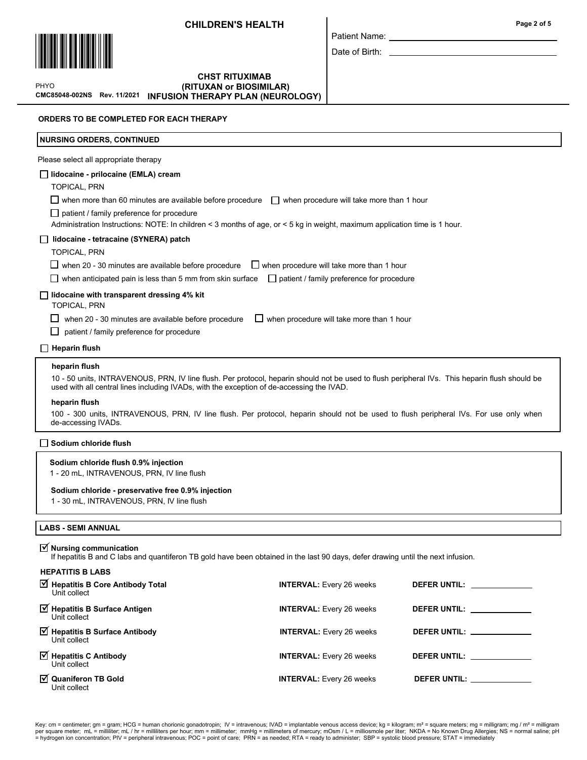**ORDERS TO BE COMPLETED FOR EACH THERAPY**

**NURSING ORDERS, CONTINUED**

Please select all appropriate therapy

☐ **lidocaine - prilocaine (EMLA) cream**

TOPICAL, PRN

☐ when more than 60 minutes are available before procedure ☐ when procedure will take more than 1 hour

☐ patient / family preference for procedure

Administration Instructions: NOTE: In children < 3 months of age, or < 5 kg in weight, maximum application time is 1 hour.

☐ **lidocaine - tetracaine (SYNERA) patch**

TOPICAL, PRN

☐ when 20 - 30 minutes are available before procedure ☐ when procedure will take more than 1 hour

☐ when anticipated pain is less than 5 mm from skin surface ☐ patient / family preference for procedure

☐ **lidocaine with transparent dressing 4% kit**

TOPICAL, PRN

☐ when 20 - 30 minutes are available before procedure ☐ when procedure will take more than 1 hour

☐ patient / family preference for procedure

☐ **Heparin flush**

**heparin flush**

10 - 50 units, INTRAVENOUS, PRN, IV line flush. Per protocol, heparin should not be used to flush peripheral IVs. This heparin flush should be used with all central lines including IVADs, with the exception of de-accessing the IVAD.

**heparin flush**

100 - 300 units, INTRAVENOUS, PRN, IV line flush. Per protocol, heparin should not be used to flush peripheral IVs. For use only when de-accessing IVADs.

☐ **Sodium chloride flush**

**Sodium chloride flush 0.9% injection**

1 - 20 mL, INTRAVENOUS, PRN, IV line flush

**Sodium chloride - preservative free 0.9% injection**

1 - 30 mL, INTRAVENOUS, PRN, IV line flush

**LABS - SEMI ANNUAL**

☑ **Nursing communication**

If hepatitis B and C labs and quantiferon TB gold have been obtained in the last 90 days, defer drawing until the next infusion.

**HEPATITIS B LABS**

| Lab | Interval | Defer Until |
|---|---|---|
| ☑ **Hepatitis B Core Antibody Total** Unit collect | **INTERVAL:** Every 26 weeks | **DEFER UNTIL:** ______ |
| ☑ **Hepatitis B Surface Antigen** Unit collect | **INTERVAL:** Every 26 weeks | **DEFER UNTIL:** ______ |
| ☑ **Hepatitis B Surface Antibody** Unit collect | **INTERVAL:** Every 26 weeks | **DEFER UNTIL:** ______ |
| ☑ **Hepatitis C Antibody** Unit collect | **INTERVAL:** Every 26 weeks | **DEFER UNTIL:** ______ |
| ☑ **Quaniferon TB Gold** Unit collect | **INTERVAL:** Every 26 weeks | **DEFER UNTIL:** ______ |

Key: cm = centimeter; gm = gram; HCG = human chorionic gonadotropin; IV = intravenous; IVAD = implantable venous access device; kg = kilogram; m² = square meters; mg = milligram; mg / m² = milligram per square meter; mL = milliliter; mL / hr = milliliters per hour; mm = millimeter; mmHg = millimeters of mercury; mOsm / L = milliosmole per liter; NKDA = No Known Drug Allergies; NS = normal saline; pH = hydrogen ion concentration; PIV = peripheral intravenous; POC = point of care; PRN = as needed; RTA = ready to administer; SBP = systolic blood pressure; STAT = immediately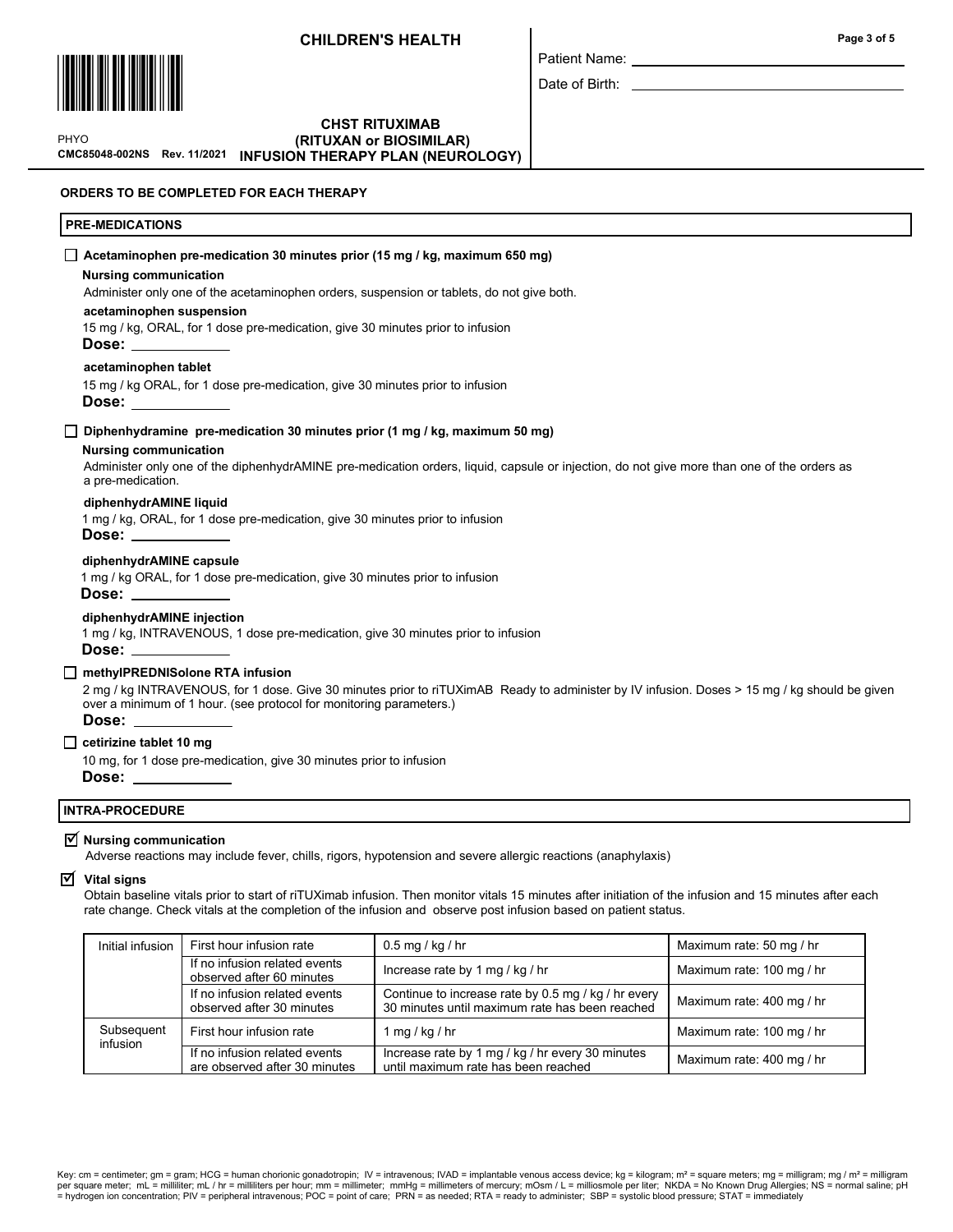CHILDREN'S HEALTH

Patient Name: ______________________

Date of Birth: ______________________

PHYO
CMC85048-002NS Rev. 11/2021

**CHST RITUXIMAB (RITUXAN or BIOSIMILAR) INFUSION THERAPY PLAN (NEUROLOGY)**

**ORDERS TO BE COMPLETED FOR EACH THERAPY**

## PRE-MEDICATIONS

☐ **Acetaminophen pre-medication 30 minutes prior (15 mg / kg, maximum 650 mg)**

**Nursing communication**

Administer only one of the acetaminophen orders, suspension or tablets, do not give both.

**acetaminophen suspension**

15 mg / kg, ORAL, for 1 dose pre-medication, give 30 minutes prior to infusion

**Dose:** ____________

**acetaminophen tablet**

15 mg / kg ORAL, for 1 dose pre-medication, give 30 minutes prior to infusion

**Dose:** ____________

☐ **Diphenhydramine pre-medication 30 minutes prior (1 mg / kg, maximum 50 mg)**

**Nursing communication**

Administer only one of the diphenhydrAMINE pre-medication orders, liquid, capsule or injection, do not give more than one of the orders as a pre-medication.

**diphenhydrAMINE liquid**

1 mg / kg, ORAL, for 1 dose pre-medication, give 30 minutes prior to infusion

**Dose:** ____________

**diphenhydrAMINE capsule**

1 mg / kg ORAL, for 1 dose pre-medication, give 30 minutes prior to infusion

**Dose:** ____________

**diphenhydrAMINE injection**

1 mg / kg, INTRAVENOUS, 1 dose pre-medication, give 30 minutes prior to infusion

**Dose:** ____________

☐ **methylPREDNISolone RTA infusion**

2 mg / kg INTRAVENOUS, for 1 dose. Give 30 minutes prior to riTUXimAB Ready to administer by IV infusion. Doses > 15 mg / kg should be given over a minimum of 1 hour. (see protocol for monitoring parameters.)

**Dose:** ____________

☐ **cetirizine tablet 10 mg**

10 mg, for 1 dose pre-medication, give 30 minutes prior to infusion

**Dose:** ____________

## INTRA-PROCEDURE

☑ **Nursing communication**

Adverse reactions may include fever, chills, rigors, hypotension and severe allergic reactions (anaphylaxis)

☑ **Vital signs**

Obtain baseline vitals prior to start of riTUXimab infusion. Then monitor vitals 15 minutes after initiation of the infusion and 15 minutes after each rate change. Check vitals at the completion of the infusion and observe post infusion based on patient status.

| | | | |
|---|---|---|---|
| Initial infusion | First hour infusion rate | 0.5 mg / kg / hr | Maximum rate: 50 mg / hr |
| | If no infusion related events observed after 60 minutes | Increase rate by 1 mg / kg / hr | Maximum rate: 100 mg / hr |
| | If no infusion related events observed after 30 minutes | Continue to increase rate by 0.5 mg / kg / hr every 30 minutes until maximum rate has been reached | Maximum rate: 400 mg / hr |
| Subsequent infusion | First hour infusion rate | 1 mg / kg / hr | Maximum rate: 100 mg / hr |
| | If no infusion related events are observed after 30 minutes | Increase rate by 1 mg / kg / hr every 30 minutes until maximum rate has been reached | Maximum rate: 400 mg / hr |

Key: cm = centimeter; gm = gram; HCG = human chorionic gonadotropin; IV = intravenous; IVAD = implantable venous access device; kg = kilogram; m² = square meters; mg = milligram; mg / m² = milligram per square meter; mL = milliliter; mL / hr = milliliters per hour; mm = millimeter; mmHg = millimeters of mercury; mOsm / L = milliosmole per liter; NKDA = No Known Drug Allergies; NS = normal saline; pH = hydrogen ion concentration; PIV = peripheral intravenous; POC = point of care; PRN = as needed; RTA = ready to administer; SBP = systolic blood pressure; STAT = immediately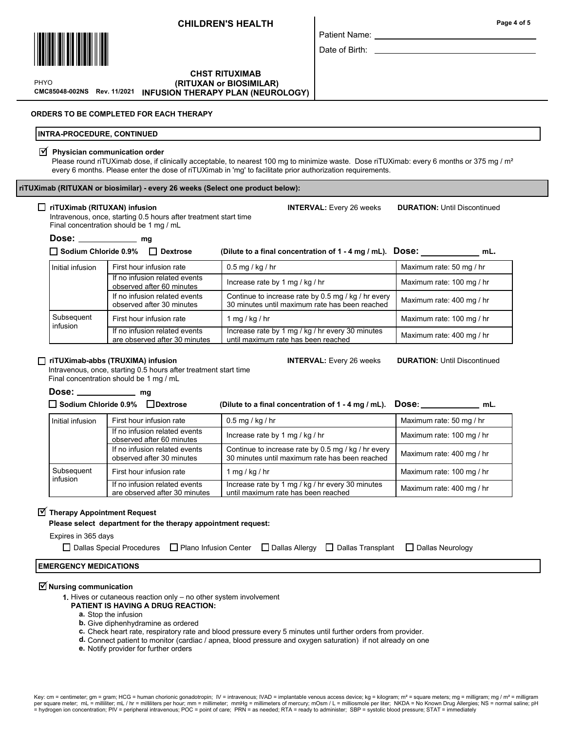# CHILDREN'S HEALTH

Patient Name: \_\_\_\_\_\_\_\_\_\_\_\_\_\_\_\_\_\_\_\_

Date of Birth: \_\_\_\_\_\_\_\_\_\_\_\_\_\_\_\_\_\_\_\_

PHYO
CMC85048-002NS Rev. 11/2021

## CHST RITUXIMAB (RITUXAN or BIOSIMILAR) INFUSION THERAPY PLAN (NEUROLOGY)

**ORDERS TO BE COMPLETED FOR EACH THERAPY**

### INTRA-PROCEDURE, CONTINUED

☑ **Physician communication order**

Please round riTUXimab dose, if clinically acceptable, to nearest 100 mg to minimize waste. Dose riTUXimab: every 6 months or 375 mg / m² every 6 months. Please enter the dose of riTUXimab in 'mg' to facilitate prior authorization requirements.

### riTUXimab (RITUXAN or biosimilar) - every 26 weeks (Select one product below):

☐ **riTUXimab (RITUXAN) infusion** — **INTERVAL:** Every 26 weeks — **DURATION:** Until Discontinued

Intravenous, once, starting 0.5 hours after treatment start time
Final concentration should be 1 mg / mL

**Dose:** \_\_\_\_\_\_\_\_ **mg**

☐ **Sodium Chloride 0.9%** ☐ **Dextrose** **(Dilute to a final concentration of 1 - 4 mg / mL). Dose:** \_\_\_\_\_\_\_\_ **mL.**

| | | | |
|---|---|---|---|
| Initial infusion | First hour infusion rate | 0.5 mg / kg / hr | Maximum rate: 50 mg / hr |
| | If no infusion related events observed after 60 minutes | Increase rate by 1 mg / kg / hr | Maximum rate: 100 mg / hr |
| | If no infusion related events observed after 30 minutes | Continue to increase rate by 0.5 mg / kg / hr every 30 minutes until maximum rate has been reached | Maximum rate: 400 mg / hr |
| Subsequent infusion | First hour infusion rate | 1 mg / kg / hr | Maximum rate: 100 mg / hr |
| | If no infusion related events are observed after 30 minutes | Increase rate by 1 mg / kg / hr every 30 minutes until maximum rate has been reached | Maximum rate: 400 mg / hr |

☐ **riTUXimab-abbs (TRUXIMA) infusion** — **INTERVAL:** Every 26 weeks — **DURATION:** Until Discontinued

Intravenous, once, starting 0.5 hours after treatment start time
Final concentration should be 1 mg / mL

**Dose:** \_\_\_\_\_\_\_\_ **mg**

☐ **Sodium Chloride 0.9%** ☐ **Dextrose** **(Dilute to a final concentration of 1 - 4 mg / mL). Dose:** \_\_\_\_\_\_\_\_ **mL.**

| | | | |
|---|---|---|---|
| Initial infusion | First hour infusion rate | 0.5 mg / kg / hr | Maximum rate: 50 mg / hr |
| | If no infusion related events observed after 60 minutes | Increase rate by 1 mg / kg / hr | Maximum rate: 100 mg / hr |
| | If no infusion related events observed after 30 minutes | Continue to increase rate by 0.5 mg / kg / hr every 30 minutes until maximum rate has been reached | Maximum rate: 400 mg / hr |
| Subsequent infusion | First hour infusion rate | 1 mg / kg / hr | Maximum rate: 100 mg / hr |
| | If no infusion related events are observed after 30 minutes | Increase rate by 1 mg / kg / hr every 30 minutes until maximum rate has been reached | Maximum rate: 400 mg / hr |

☑ **Therapy Appointment Request**

**Please select department for the therapy appointment request:**

Expires in 365 days

☐ Dallas Special Procedures ☐ Plano Infusion Center ☐ Dallas Allergy ☐ Dallas Transplant ☐ Dallas Neurology

### EMERGENCY MEDICATIONS

☑ **Nursing communication**

1. Hives or cutaneous reaction only – no other system involvement
   **PATIENT IS HAVING A DRUG REACTION:**
   a. Stop the infusion
   b. Give diphenhydramine as ordered
   c. Check heart rate, respiratory rate and blood pressure every 5 minutes until further orders from provider.
   d. Connect patient to monitor (cardiac / apnea, blood pressure and oxygen saturation) if not already on one
   e. Notify provider for further orders

Key: cm = centimeter; gm = gram; HCG = human chorionic gonadotropin; IV = intravenous; IVAD = implantable venous access device; kg = kilogram; m² = square meters; mg = milligram; mg / m² = milligram per square meter; mL = milliliter; mL / hr = milliliters per hour; mm = millimeter; mmHg = millimeters of mercury; mOsm / L = milliosmole per liter; NKDA = No Known Drug Allergies; NS = normal saline; pH = hydrogen ion concentration; PIV = peripheral intravenous; POC = point of care; PRN = as needed; RTA = ready to administer; SBP = systolic blood pressure; STAT = immediately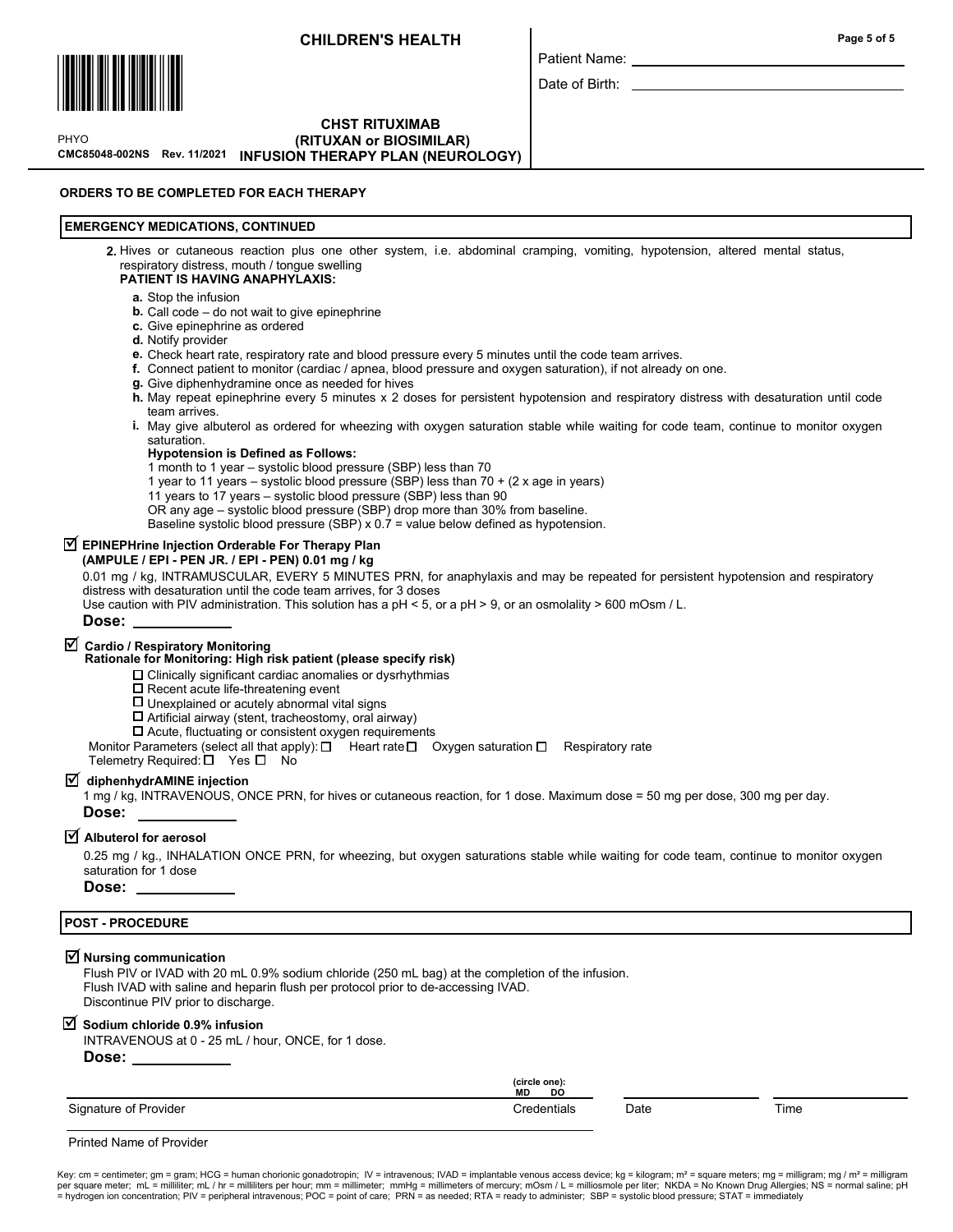**CHILDREN'S HEALTH**

PHYO
**CMC85048-002NS Rev. 11/2021**

**CHST RITUXIMAB (RITUXAN or BIOSIMILAR) INFUSION THERAPY PLAN (NEUROLOGY)**

Patient Name: ______________________

Date of Birth: ______________________

**ORDERS TO BE COMPLETED FOR EACH THERAPY**

## EMERGENCY MEDICATIONS, CONTINUED

2. Hives or cutaneous reaction plus one other system, i.e. abdominal cramping, vomiting, hypotension, altered mental status, respiratory distress, mouth / tongue swelling
   **PATIENT IS HAVING ANAPHYLAXIS:**
   a. Stop the infusion
   b. Call code – do not wait to give epinephrine
   c. Give epinephrine as ordered
   d. Notify provider
   e. Check heart rate, respiratory rate and blood pressure every 5 minutes until the code team arrives.
   f. Connect patient to monitor (cardiac / apnea, blood pressure and oxygen saturation), if not already on one.
   g. Give diphenhydramine once as needed for hives
   h. May repeat epinephrine every 5 minutes x 2 doses for persistent hypotension and respiratory distress with desaturation until code team arrives.
   i. May give albuterol as ordered for wheezing with oxygen saturation stable while waiting for code team, continue to monitor oxygen saturation.
      **Hypotension is Defined as Follows:**
      1 month to 1 year – systolic blood pressure (SBP) less than 70
      1 year to 11 years – systolic blood pressure (SBP) less than 70 + (2 x age in years)
      11 years to 17 years – systolic blood pressure (SBP) less than 90
      OR any age – systolic blood pressure (SBP) drop more than 30% from baseline.
      Baseline systolic blood pressure (SBP) x 0.7 = value below defined as hypotension.

☑ **EPINEPHrine Injection Orderable For Therapy Plan (AMPULE / EPI - PEN JR. / EPI - PEN) 0.01 mg / kg**
0.01 mg / kg, INTRAMUSCULAR, EVERY 5 MINUTES PRN, for anaphylaxis and may be repeated for persistent hypotension and respiratory distress with desaturation until the code team arrives, for 3 doses
Use caution with PIV administration. This solution has a pH < 5, or a pH > 9, or an osmolality > 600 mOsm / L.
**Dose:** ____________

☑ **Cardio / Respiratory Monitoring**
**Rationale for Monitoring: High risk patient (please specify risk)**
- ☐ Clinically significant cardiac anomalies or dysrhythmias
- ☐ Recent acute life-threatening event
- ☐ Unexplained or acutely abnormal vital signs
- ☐ Artificial airway (stent, tracheostomy, oral airway)
- ☐ Acute, fluctuating or consistent oxygen requirements

Monitor Parameters (select all that apply): ☐ Heart rate ☐ Oxygen saturation ☐ Respiratory rate
Telemetry Required: ☐ Yes ☐ No

☑ **diphenhydrAMINE injection**
1 mg / kg, INTRAVENOUS, ONCE PRN, for hives or cutaneous reaction, for 1 dose. Maximum dose = 50 mg per dose, 300 mg per day.
**Dose:** ____________

☑ **Albuterol for aerosol**
0.25 mg / kg., INHALATION ONCE PRN, for wheezing, but oxygen saturations stable while waiting for code team, continue to monitor oxygen saturation for 1 dose
**Dose:** ____________

## POST - PROCEDURE

☑ **Nursing communication**
Flush PIV or IVAD with 20 mL 0.9% sodium chloride (250 mL bag) at the completion of the infusion.
Flush IVAD with saline and heparin flush per protocol prior to de-accessing IVAD.
Discontinue PIV prior to discharge.

☑ **Sodium chloride 0.9% infusion**
INTRAVENOUS at 0 - 25 mL / hour, ONCE, for 1 dose.
**Dose:** ____________

| | | | |
|---|---|---|---|
| Signature of Provider | Credentials (circle one): MD DO | Date | Time |

Printed Name of Provider

Key: cm = centimeter; gm = gram; HCG = human chorionic gonadotropin; IV = intravenous; IVAD = implantable venous access device; kg = kilogram; m² = square meters; mg = milligram; mg / m² = milligram per square meter; mL = milliliter; mL / hr = milliliters per hour; mm = millimeter; mmHg = millimeters of mercury; mOsm / L = milliosmole per liter; NKDA = No Known Drug Allergies; NS = normal saline; pH = hydrogen ion concentration; PIV = peripheral intravenous; POC = point of care; PRN = as needed; RTA = ready to administer; SBP = systolic blood pressure; STAT = immediately